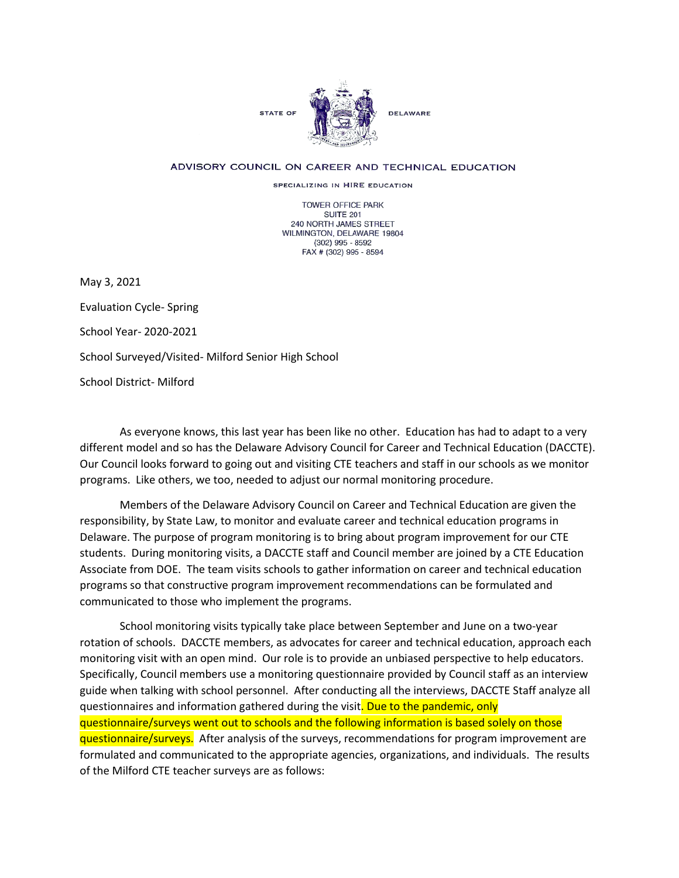STATE OF DELAWARE

ADVISORY COUNCIL ON CAREER AND TECHNICAL EDUCATION

SPECIALIZING IN HIRE EDUCATION

TOWER OFFICE PARK
SUITE 201
240 NORTH JAMES STREET
WILMINGTON, DELAWARE 19804
(302) 995 - 8592
FAX # (302) 995 - 8594

May 3, 2021

Evaluation Cycle- Spring

School Year- 2020-2021

School Surveyed/Visited- Milford Senior High School

School District- Milford

As everyone knows, this last year has been like no other. Education has had to adapt to a very different model and so has the Delaware Advisory Council for Career and Technical Education (DACCTE). Our Council looks forward to going out and visiting CTE teachers and staff in our schools as we monitor programs. Like others, we too, needed to adjust our normal monitoring procedure.

Members of the Delaware Advisory Council on Career and Technical Education are given the responsibility, by State Law, to monitor and evaluate career and technical education programs in Delaware. The purpose of program monitoring is to bring about program improvement for our CTE students. During monitoring visits, a DACCTE staff and Council member are joined by a CTE Education Associate from DOE. The team visits schools to gather information on career and technical education programs so that constructive program improvement recommendations can be formulated and communicated to those who implement the programs.

School monitoring visits typically take place between September and June on a two-year rotation of schools. DACCTE members, as advocates for career and technical education, approach each monitoring visit with an open mind. Our role is to provide an unbiased perspective to help educators. Specifically, Council members use a monitoring questionnaire provided by Council staff as an interview guide when talking with school personnel. After conducting all the interviews, DACCTE Staff analyze all questionnaires and information gathered during the visit. Due to the pandemic, only questionnaire/surveys went out to schools and the following information is based solely on those questionnaire/surveys. After analysis of the surveys, recommendations for program improvement are formulated and communicated to the appropriate agencies, organizations, and individuals. The results of the Milford CTE teacher surveys are as follows: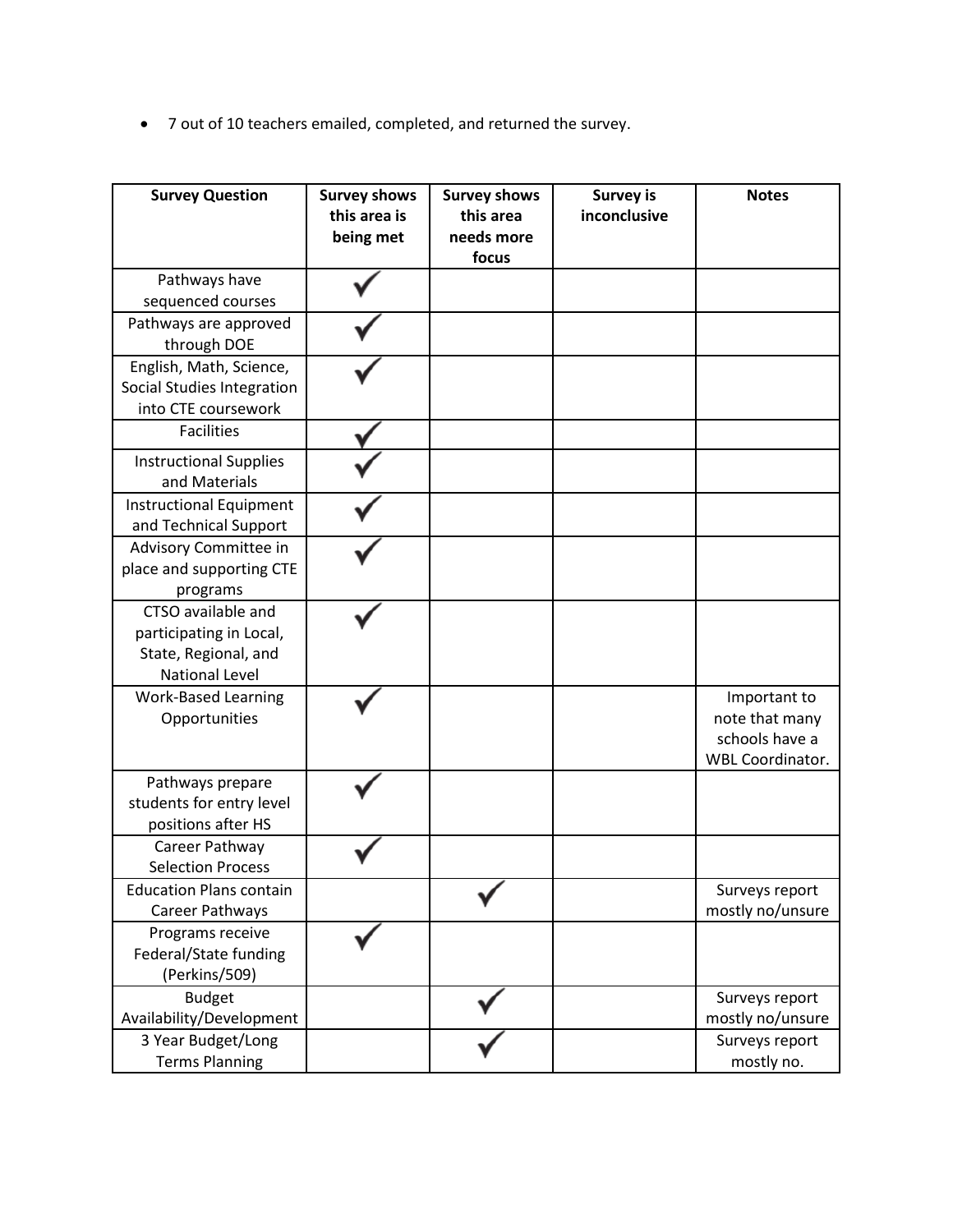- 7 out of 10 teachers emailed, completed, and returned the survey.

| Survey Question | Survey shows this area is being met | Survey shows this area needs more focus | Survey is inconclusive | Notes |
|---|---|---|---|---|
| Pathways have sequenced courses | ✓ | | | |
| Pathways are approved through DOE | ✓ | | | |
| English, Math, Science, Social Studies Integration into CTE coursework | ✓ | | | |
| Facilities | ✓ | | | |
| Instructional Supplies and Materials | ✓ | | | |
| Instructional Equipment and Technical Support | ✓ | | | |
| Advisory Committee in place and supporting CTE programs | ✓ | | | |
| CTSO available and participating in Local, State, Regional, and National Level | ✓ | | | |
| Work-Based Learning Opportunities | ✓ | | | Important to note that many schools have a WBL Coordinator. |
| Pathways prepare students for entry level positions after HS | ✓ | | | |
| Career Pathway Selection Process | ✓ | | | |
| Education Plans contain Career Pathways | | ✓ | | Surveys report mostly no/unsure |
| Programs receive Federal/State funding (Perkins/509) | ✓ | | | |
| Budget Availability/Development | | ✓ | | Surveys report mostly no/unsure |
| 3 Year Budget/Long Terms Planning | | ✓ | | Surveys report mostly no. |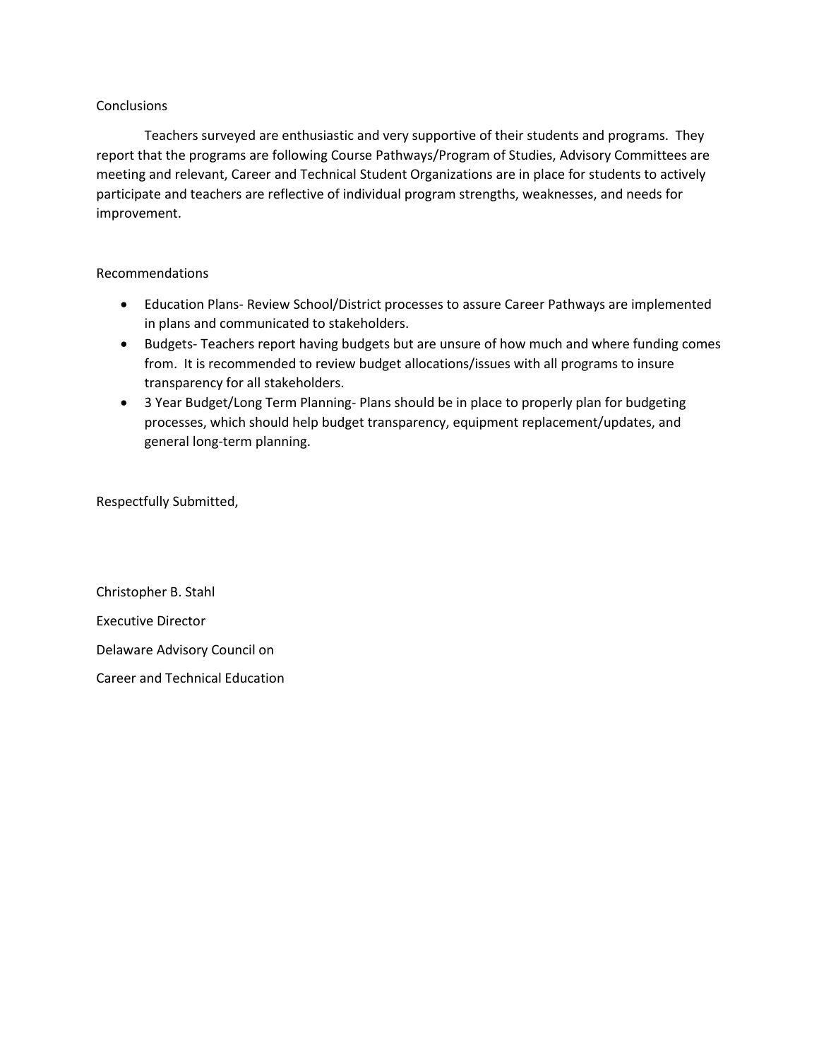## Conclusions

Teachers surveyed are enthusiastic and very supportive of their students and programs. They report that the programs are following Course Pathways/Program of Studies, Advisory Committees are meeting and relevant, Career and Technical Student Organizations are in place for students to actively participate and teachers are reflective of individual program strengths, weaknesses, and needs for improvement.

## Recommendations

- Education Plans- Review School/District processes to assure Career Pathways are implemented in plans and communicated to stakeholders.
- Budgets- Teachers report having budgets but are unsure of how much and where funding comes from. It is recommended to review budget allocations/issues with all programs to insure transparency for all stakeholders.
- 3 Year Budget/Long Term Planning- Plans should be in place to properly plan for budgeting processes, which should help budget transparency, equipment replacement/updates, and general long-term planning.

Respectfully Submitted,

Christopher B. Stahl

Executive Director

Delaware Advisory Council on

Career and Technical Education